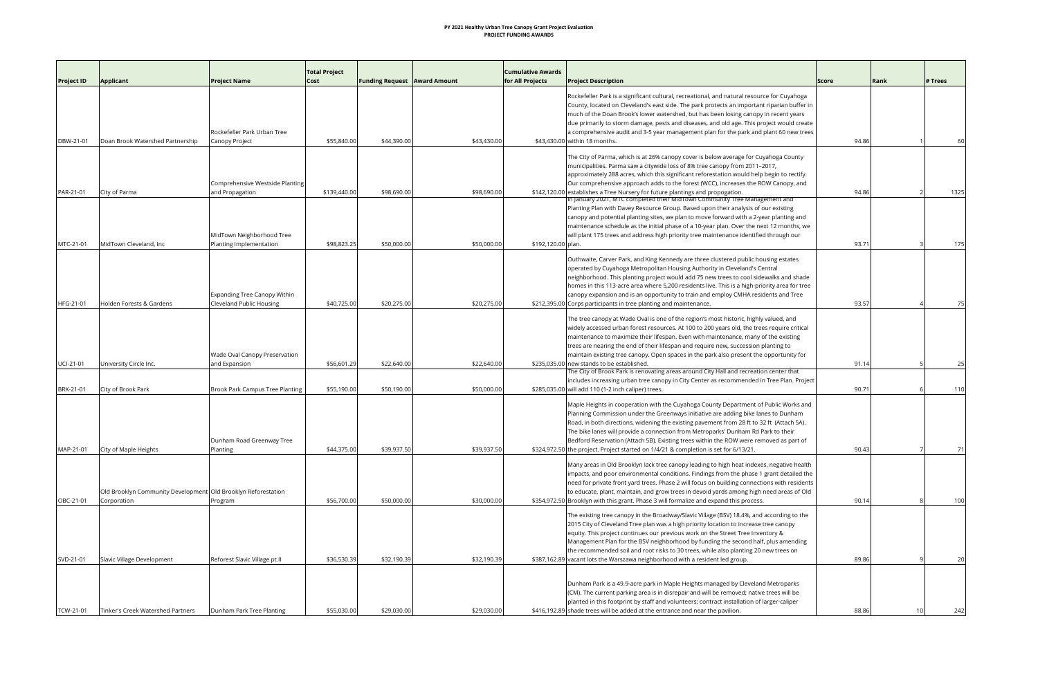**PY 2021 Healthy Urban Tree Canopy Grant Project Evaluation**
**PROJECT FUNDING AWARDS**

| Project ID | Applicant | Project Name | Total Project Cost | Funding Request | Award Amount | Cumulative Awards for All Projects | Project Description | Score | Rank | # Trees |
|---|---|---|---|---|---|---|---|---|---|---|
| DBW-21-01 | Doan Brook Watershed Partnership | Rockefeller Park Urban Tree Canopy Project | $55,840.00 | $44,390.00 | $43,430.00 | $43,430.00 | Rockefeller Park is a significant cultural, recreational, and natural resource for Cuyahoga County, located on Cleveland's east side. The park protects an important riparian buffer in much of the Doan Brook's lower watershed, but has been losing canopy in recent years due primarily to storm damage, pests and diseases, and old age. This project would create a comprehensive audit and 3-5 year management plan for the park and plant 60 new trees within 18 months. | 94.86 | 1 | 60 |
| PAR-21-01 | City of Parma | Comprehensive Westside Planting and Propagation | $139,440.00 | $98,690.00 | $98,690.00 | $142,120.00 | The City of Parma, which is at 26% canopy cover is below average for Cuyahoga County municipalities. Parma saw a citywide loss of 8% tree canopy from 2011–2017, approximately 288 acres, which this significant reforestation would help begin to rectify. Our comprehensive approach adds to the forest (WCC), increases the ROW Canopy, and establishes a Tree Nursery for future plantings and propogation. | 94.86 | 2 | 1325 |
| MTC-21-01 | MidTown Cleveland, Inc | MidTown Neighborhood Tree Planting Implementation | $98,823.25 | $50,000.00 | $50,000.00 | $192,120.00 | In January 2021, MTC completed their MidTown Community Tree Management and Planting Plan with Davey Resource Group. Based upon their analysis of our existing canopy and potential planting sites, we plan to move forward with a 2-year planting and maintenance schedule as the initial phase of a 10-year plan. Over the next 12 months, we will plant 175 trees and address high priority tree maintenance identified through our plan. | 93.71 | 3 | 175 |
| HFG-21-01 | Holden Forests & Gardens | Expanding Tree Canopy Within Cleveland Public Housing | $40,725.00 | $20,275.00 | $20,275.00 | $212,395.00 | Outhwaite, Carver Park, and King Kennedy are three clustered public housing estates operated by Cuyahoga Metropolitan Housing Authority in Cleveland's Central neighborhood. This planting project would add 75 new trees to cool sidewalks and shade homes in this 113-acre area where 5,200 residents live. This is a high-priority area for tree canopy expansion and is an opportunity to train and employ CMHA residents and Tree Corps participants in tree planting and maintenance. | 93.57 | 4 | 75 |
| UCI-21-01 | University Circle Inc. | Wade Oval Canopy Preservation and Expansion | $56,601.29 | $22,640.00 | $22,640.00 | $235,035.00 | The tree canopy at Wade Oval is one of the region's most historic, highly valued, and widely accessed urban forest resources. At 100 to 200 years old, the trees require critical maintenance to maximize their lifespan. Even with maintenance, many of the existing trees are nearing the end of their lifespan and require new, succession planting to maintain existing tree canopy. Open spaces in the park also present the opportunity for new stands to be established. | 91.14 | 5 | 25 |
| BRK-21-01 | City of Brook Park | Brook Park Campus Tree Planting | $55,190.00 | $50,190.00 | $50,000.00 | $285,035.00 | The City of Brook Park is renovating areas around City Hall and recreation center that includes increasing urban tree canopy in City Center as recommended in Tree Plan. Project will add 110 (1-2 inch caliper) trees. | 90.71 | 6 | 110 |
| MAP-21-01 | City of Maple Heights | Dunham Road Greenway Tree Planting | $44,375.00 | $39,937.50 | $39,937.50 | $324,972.50 | Maple Heights in cooperation with the Cuyahoga County Department of Public Works and Planning Commission under the Greenways initiative are adding bike lanes to Dunham Road, in both directions, widening the existing pavement from 28 ft to 32 ft (Attach 5A). The bike lanes will provide a connection from Metroparks' Dunham Rd Park to their Bedford Reservation (Attach 5B). Existing trees within the ROW were removed as part of the project. Project started on 1/4/21 & completion is set for 6/13/21. | 90.43 | 7 | 71 |
| OBC-21-01 | Old Brooklyn Community Development Corporation | Old Brooklyn Reforestation Program | $56,700.00 | $50,000.00 | $30,000.00 | $354,972.50 | Many areas in Old Brooklyn lack tree canopy leading to high heat indexes, negative health impacts, and poor environmental conditions. Findings from the phase 1 grant detailed the need for private front yard trees. Phase 2 will focus on building connections with residents to educate, plant, maintain, and grow trees in devoid yards among high need areas of Old Brooklyn with this grant. Phase 3 will formalize and expand this process. | 90.14 | 8 | 100 |
| SVD-21-01 | Slavic Village Development | Reforest Slavic Village pt.II | $36,530.39 | $32,190.39 | $32,190.39 | $387,162.89 | The existing tree canopy in the Broadway/Slavic Village (BSV) 18.4%, and according to the 2015 City of Cleveland Tree plan was a high priority location to increase tree canopy equity. This project continues our previous work on the Street Tree Inventory & Management Plan for the BSV neighborhood by funding the second half, plus amending the recommended soil and root risks to 30 trees, while also planting 20 new trees on vacant lots the Warszawa neighborhood with a resident led group. | 89.86 | 9 | 20 |
| TCW-21-01 | Tinker's Creek Watershed Partners | Dunham Park Tree Planting | $55,030.00 | $29,030.00 | $29,030.00 | $416,192.89 | Dunham Park is a 49.9-acre park in Maple Heights managed by Cleveland Metroparks (CM). The current parking area is in disrepair and will be removed; native trees will be planted in this footprint by staff and volunteers; contract installation of larger-caliper shade trees will be added at the entrance and near the pavilion. | 88.86 | 10 | 242 |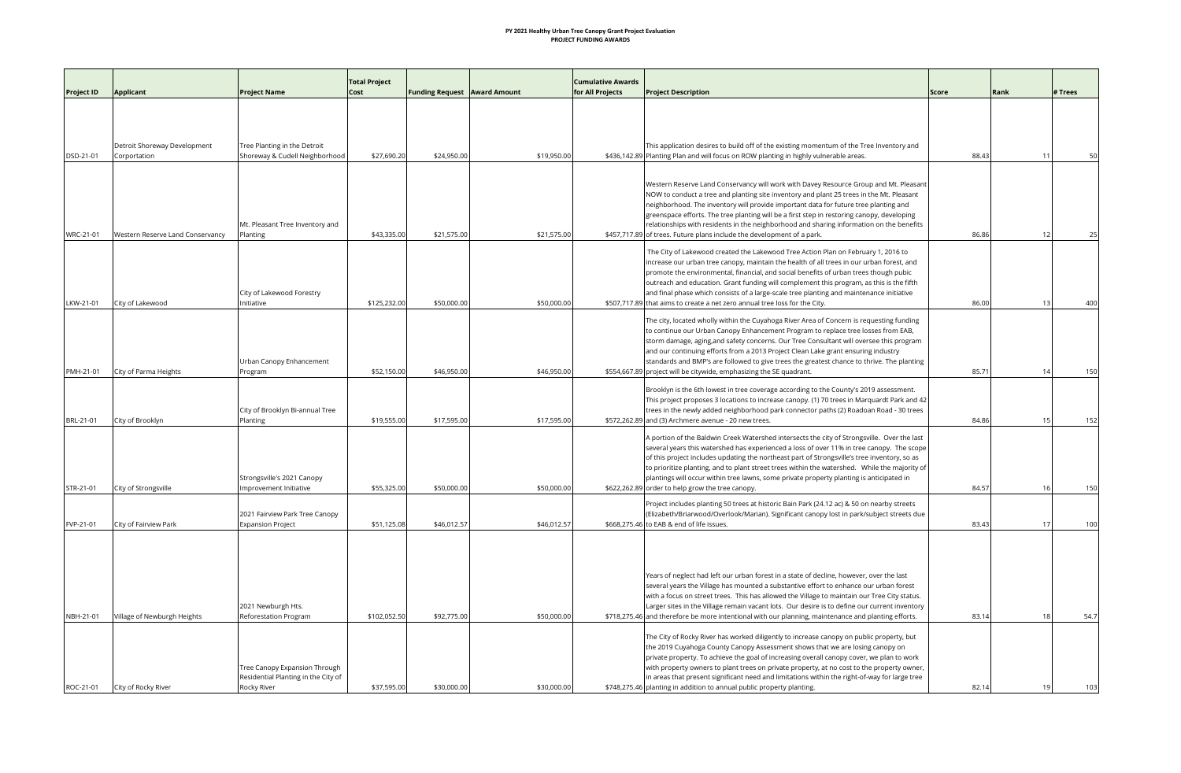**PY 2021 Healthy Urban Tree Canopy Grant Project Evaluation**
**PROJECT FUNDING AWARDS**

| Project ID | Applicant | Project Name | Total Project Cost | Funding Request | Award Amount | Cumulative Awards for All Projects | Project Description | Score | Rank | # Trees |
|---|---|---|---|---|---|---|---|---|---|---|
| DSD-21-01 | Detroit Shoreway Development Corportation | Tree Planting in the Detroit Shoreway & Cudell Neighborhood | $27,690.20 | $24,950.00 | $19,950.00 | $436,142.89 | This application desires to build off of the existing momentum of the Tree Inventory and Planting Plan and will focus on ROW planting in highly vulnerable areas. | 88.43 | 11 | 50 |
| WRC-21-01 | Western Reserve Land Conservancy | Mt. Pleasant Tree Inventory and Planting | $43,335.00 | $21,575.00 | $21,575.00 | $457,717.89 | Western Reserve Land Conservancy will work with Davey Resource Group and Mt. Pleasant NOW to conduct a tree and planting site inventory and plant 25 trees in the Mt. Pleasant neighborhood. The inventory will provide important data for future tree planting and greenspace efforts. The tree planting will be a first step in restoring canopy, developing relationships with residents in the neighborhood and sharing information on the benefits of trees. Future plans include the development of a park. | 86.86 | 12 | 25 |
| LKW-21-01 | City of Lakewood | City of Lakewood Forestry Initiative | $125,232.00 | $50,000.00 | $50,000.00 | $507,717.89 | The City of Lakewood created the Lakewood Tree Action Plan on February 1, 2016 to increase our urban tree canopy, maintain the health of all trees in our urban forest, and promote the environmental, financial, and social benefits of urban trees though pubic outreach and education. Grant funding will complement this program, as this is the fifth and final phase which consists of a large-scale tree planting and maintenance initiative that aims to create a net zero annual tree loss for the City. | 86.00 | 13 | 400 |
| PMH-21-01 | City of Parma Heights | Urban Canopy Enhancement Program | $52,150.00 | $46,950.00 | $46,950.00 | $554,667.89 | The city, located wholly within the Cuyahoga River Area of Concern is requesting funding to continue our Urban Canopy Enhancement Program to replace tree losses from EAB, storm damage, aging,and safety concerns. Our Tree Consultant will oversee this program and our continuing efforts from a 2013 Project Clean Lake grant ensuring industry standards and BMP's are followed to give trees the greatest chance to thrive. The planting project will be citywide, emphasizing the SE quadrant. | 85.71 | 14 | 150 |
| BRL-21-01 | City of Brooklyn | City of Brooklyn Bi-annual Tree Planting | $19,555.00 | $17,595.00 | $17,595.00 | $572,262.89 | Brooklyn is the 6th lowest in tree coverage according to the County's 2019 assessment. This project proposes 3 locations to increase canopy. (1) 70 trees in Marquardt Park and 42 trees in the newly added neighborhood park connector paths (2) Roadoan Road - 30 trees and (3) Archmere avenue - 20 new trees. | 84.86 | 15 | 152 |
| STR-21-01 | City of Strongsville | Strongsville's 2021 Canopy Improvement Initiative | $55,325.00 | $50,000.00 | $50,000.00 | $622,262.89 | A portion of the Baldwin Creek Watershed intersects the city of Strongsville. Over the last several years this watershed has experienced a loss of over 11% in tree canopy. The scope of this project includes updating the northeast part of Strongsville's tree inventory, so as to prioritize planting, and to plant street trees within the watershed. While the majority of plantings will occur within tree lawns, some private property planting is anticipated in order to help grow the tree canopy. | 84.57 | 16 | 150 |
| FVP-21-01 | City of Fairview Park | 2021 Fairview Park Tree Canopy Expansion Project | $51,125.08 | $46,012.57 | $46,012.57 | $668,275.46 | Project includes planting 50 trees at historic Bain Park (24.12 ac) & 50 on nearby streets (Elizabeth/Briarwood/Overlook/Marian). Significant canopy lost in park/subject streets due to EAB & end of life issues. | 83.43 | 17 | 100 |
| NBH-21-01 | Village of Newburgh Heights | 2021 Newburgh Hts. Reforestation Program | $102,052.50 | $92,775.00 | $50,000.00 | $718,275.46 | Years of neglect had left our urban forest in a state of decline, however, over the last several years the Village has mounted a substantive effort to enhance our urban forest with a focus on street trees. This has allowed the Village to maintain our Tree City status. Larger sites in the Village remain vacant lots. Our desire is to define our current inventory and therefore be more intentional with our planning, maintenance and planting efforts. | 83.14 | 18 | 54.7 |
| ROC-21-01 | City of Rocky River | Tree Canopy Expansion Through Residential Planting in the City of Rocky River | $37,595.00 | $30,000.00 | $30,000.00 | $748,275.46 | The City of Rocky River has worked diligently to increase canopy on public property, but the 2019 Cuyahoga County Canopy Assessment shows that we are losing canopy on private property. To achieve the goal of increasing overall canopy cover, we plan to work with property owners to plant trees on private property, at no cost to the property owner, in areas that present significant need and limitations within the right-of-way for large tree planting in addition to annual public property planting. | 82.14 | 19 | 103 |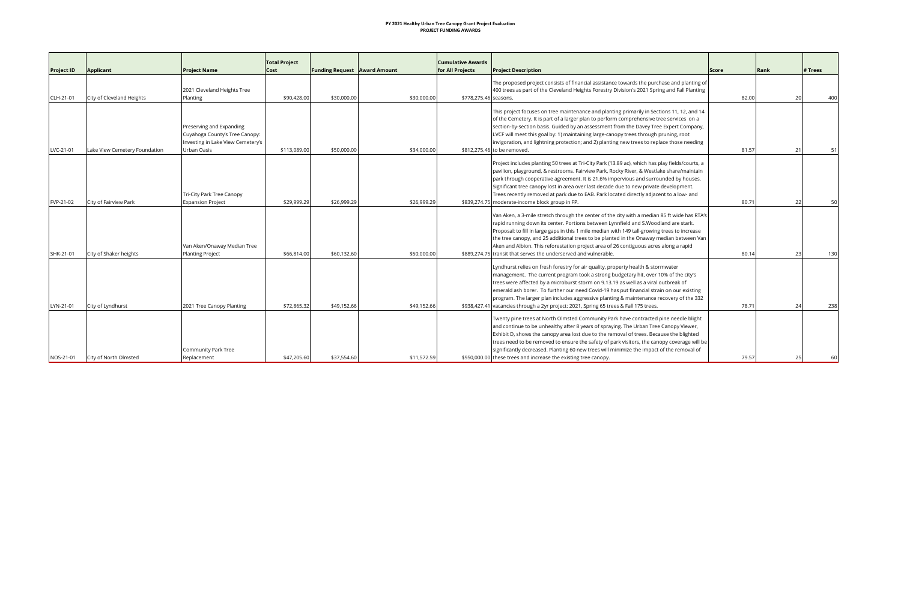**PY 2021 Healthy Urban Tree Canopy Grant Project Evaluation**
**PROJECT FUNDING AWARDS**

| Project ID | Applicant | Project Name | Total Project Cost | Funding Request | Award Amount | Cumulative Awards for All Projects | Project Description | Score | Rank | # Trees |
|---|---|---|---|---|---|---|---|---|---|---|
| CLH-21-01 | City of Cleveland Heights | 2021 Cleveland Heights Tree Planting | $90,428.00 | $30,000.00 | $30,000.00 | $778,275.46 | The proposed project consists of financial assistance towards the purchase and planting of 400 trees as part of the Cleveland Heights Forestry Division's 2021 Spring and Fall Planting seasons. | 82.00 | 20 | 400 |
| LVC-21-01 | Lake View Cemetery Foundation | Preserving and Expanding Cuyahoga County's Tree Canopy: Investing in Lake View Cemetery's Urban Oasis | $113,089.00 | $50,000.00 | $34,000.00 | $812,275.46 | This project focuses on tree maintenance and planting primarily in Sections 11, 12, and 14 of the Cemetery. It is part of a larger plan to perform comprehensive tree services on a section-by-section basis. Guided by an assessment from the Davey Tree Expert Company, LVCF will meet this goal by: 1) maintaining large-canopy trees through pruning, root invigoration, and lightning protection; and 2) planting new trees to replace those needing to be removed. | 81.57 | 21 | 51 |
| FVP-21-02 | City of Fairview Park | Tri-City Park Tree Canopy Expansion Project | $29,999.29 | $26,999.29 | $26,999.29 | $839,274.75 | Project includes planting 50 trees at Tri-City Park (13.89 ac), which has play fields/courts, a pavilion, playground, & restrooms. Fairview Park, Rocky River, & Westlake share/maintain park through cooperative agreement. It is 21.6% impervious and surrounded by houses. Significant tree canopy lost in area over last decade due to new private development. Trees recently removed at park due to EAB. Park located directly adjacent to a low- and moderate-income block group in FP. | 80.71 | 22 | 50 |
| SHK-21-01 | City of Shaker heights | Van Aken/Onaway Median Tree Planting Project | $66,814.00 | $60,132.60 | $50,000.00 | $889,274.75 | Van Aken, a 3-mile stretch through the center of the city with a median 85 ft wide has RTA's rapid running down its center. Portions between Lynnfield and S.Woodland are stark. Proposal: to fill in large gaps in this 1 mile median with 149 tall-growing trees to increase the tree canopy, and 25 additional trees to be planted in the Onaway median between Van Aken and Albion. This reforestation project area of 26 contiguous acres along a rapid transit that serves the underserved and vulnerable. | 80.14 | 23 | 130 |
| LYN-21-01 | City of Lyndhurst | 2021 Tree Canopy Planting | $72,865.32 | $49,152.66 | $49,152.66 | $938,427.41 | Lyndhurst relies on fresh forestry for air quality, property health & stormwater management. The current program took a strong budgetary hit, over 10% of the city's trees were affected by a microburst storm on 9.13.19 as well as a viral outbreak of emerald ash borer. To further our need Covid-19 has put financial strain on our existing program. The larger plan includes aggressive planting & maintenance recovery of the 332 vacancies through a 2yr project: 2021, Spring 65 trees & Fall 175 trees. | 78.71 | 24 | 238 |
| NOS-21-01 | City of North Olmsted | Community Park Tree Replacement | $47,205.60 | $37,554.60 | $11,572.59 | $950,000.00 | Twenty pine trees at North Olmsted Community Park have contracted pine needle blight and continue to be unhealthy after 8 years of spraying. The Urban Tree Canopy Viewer, Exhibit D, shows the canopy area lost due to the removal of trees. Because the blighted trees need to be removed to ensure the safety of park visitors, the canopy coverage will be significantly decreased. Planting 60 new trees will minimize the impact of the removal of these trees and increase the existing tree canopy. | 79.57 | 25 | 60 |